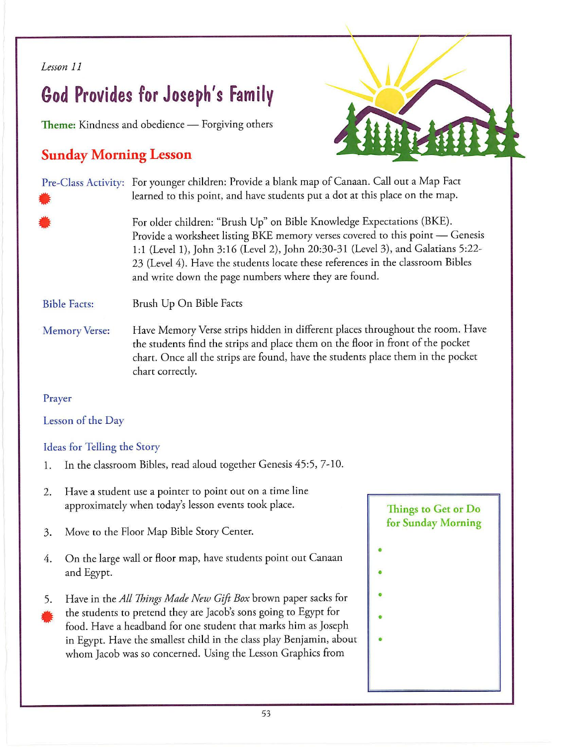*Lesson 11*

# God Provides for Joseph's Family

**Theme:** Kindness and obedience — Forgiving others

## Sunday Morning Lesson

**Pre-Class Activity:** For younger children: Provide a blank map of Canaan. Call out a Map Fact learned to this point, and have students put a dot at this place on the map.

For older children: "Brush Up" on Bible Knowledge Expectations (BKE). Provide a worksheet listing BKE memory verses covered to this point — Genesis 1:1 (Level 1), John 3:16 (Level 2), John 20:30-31 (Level 3), and Galatians 5:22-23 (Level 4). Have the students locate these references in the classroom Bibles and write down the page numbers where they are found.

**Bible Facts:** Brush Up On Bible Facts

**Memory Verse:** Have Memory Verse strips hidden in different places throughout the room. Have the students find the strips and place them on the floor in front of the pocket chart. Once all the strips are found, have the students place them in the pocket chart correctly.

**Prayer**

**Lesson of the Day**

### Ideas for Telling the Story

1. In the classroom Bibles, read aloud together Genesis 45:5, 7-10.
2. Have a student use a pointer to point out on a time line approximately when today's lesson events took place.
3. Move to the Floor Map Bible Story Center.
4. On the large wall or floor map, have students point out Canaan and Egypt.
5. Have in the *All Things Made New Gift Box* brown paper sacks for the students to pretend they are Jacob's sons going to Egypt for food. Have a headband for one student that marks him as Joseph in Egypt. Have the smallest child in the class play Benjamin, about whom Jacob was so concerned. Using the Lesson Graphics from

**Things to Get or Do for Sunday Morning**

- 
- 
- 
- 
-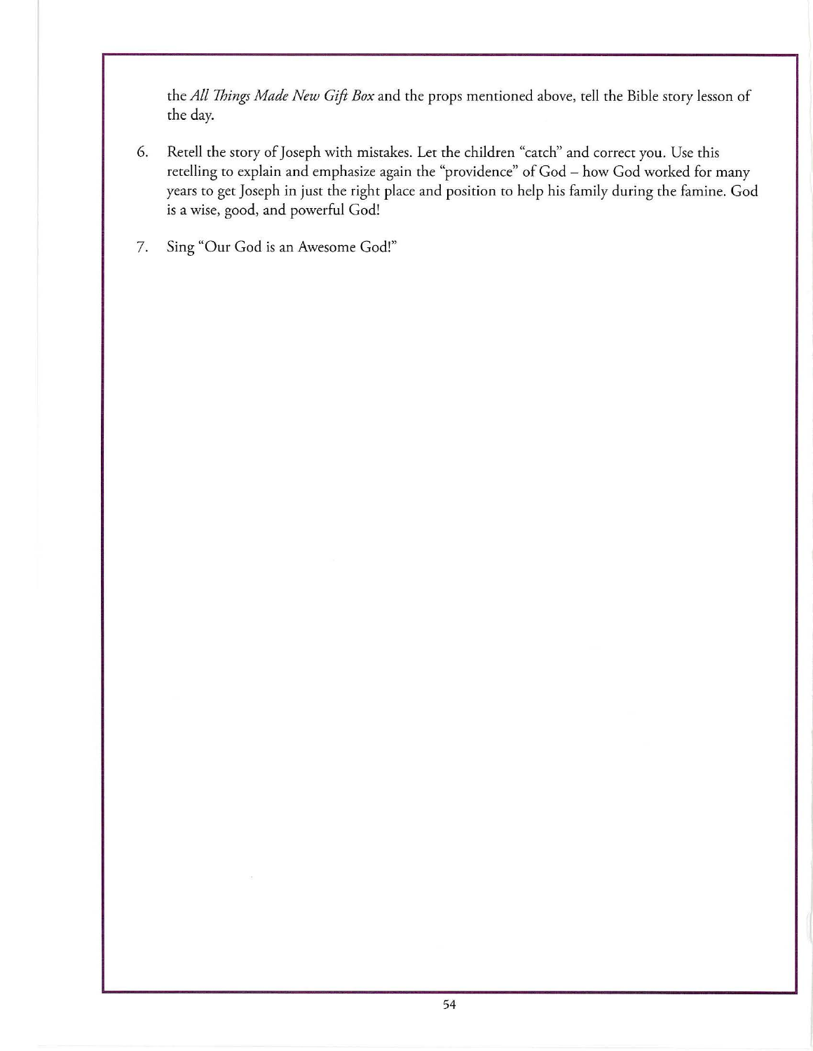the *All Things Made New Gift Box* and the props mentioned above, tell the Bible story lesson of the day.

6. Retell the story of Joseph with mistakes. Let the children "catch" and correct you. Use this retelling to explain and emphasize again the "providence" of God – how God worked for many years to get Joseph in just the right place and position to help his family during the famine. God is a wise, good, and powerful God!

7. Sing "Our God is an Awesome God!"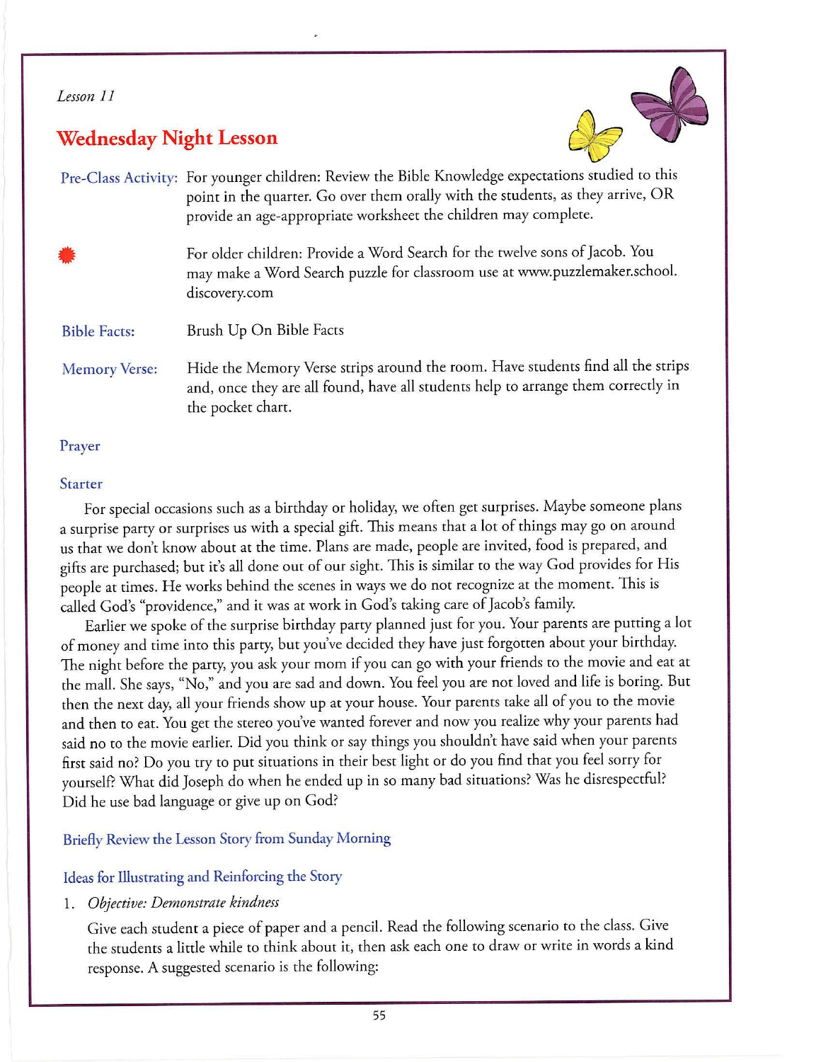*Lesson 11*

## Wednesday Night Lesson

**Pre-Class Activity:** For younger children: Review the Bible Knowledge expectations studied to this point in the quarter. Go over them orally with the students, as they arrive, OR provide an age-appropriate worksheet the children may complete.

For older children: Provide a Word Search for the twelve sons of Jacob. You may make a Word Search puzzle for classroom use at www.puzzlemaker.school.discovery.com

**Bible Facts:** Brush Up On Bible Facts

**Memory Verse:** Hide the Memory Verse strips around the room. Have students find all the strips and, once they are all found, have all students help to arrange them correctly in the pocket chart.

### Prayer

### Starter

For special occasions such as a birthday or holiday, we often get surprises. Maybe someone plans a surprise party or surprises us with a special gift. This means that a lot of things may go on around us that we don't know about at the time. Plans are made, people are invited, food is prepared, and gifts are purchased; but it's all done out of our sight. This is similar to the way God provides for His people at times. He works behind the scenes in ways we do not recognize at the moment. This is called God's "providence," and it was at work in God's taking care of Jacob's family.

Earlier we spoke of the surprise birthday party planned just for you. Your parents are putting a lot of money and time into this party, but you've decided they have just forgotten about your birthday. The night before the party, you ask your mom if you can go with your friends to the movie and eat at the mall. She says, "No," and you are sad and down. You feel you are not loved and life is boring. But then the next day, all your friends show up at your house. Your parents take all of you to the movie and then to eat. You get the stereo you've wanted forever and now you realize why your parents had said no to the movie earlier. Did you think or say things you shouldn't have said when your parents first said no? Do you try to put situations in their best light or do you find that you feel sorry for yourself? What did Joseph do when he ended up in so many bad situations? Was he disrespectful? Did he use bad language or give up on God?

### Briefly Review the Lesson Story from Sunday Morning

### Ideas for Illustrating and Reinforcing the Story

1. *Objective: Demonstrate kindness*

   Give each student a piece of paper and a pencil. Read the following scenario to the class. Give the students a little while to think about it, then ask each one to draw or write in words a kind response. A suggested scenario is the following: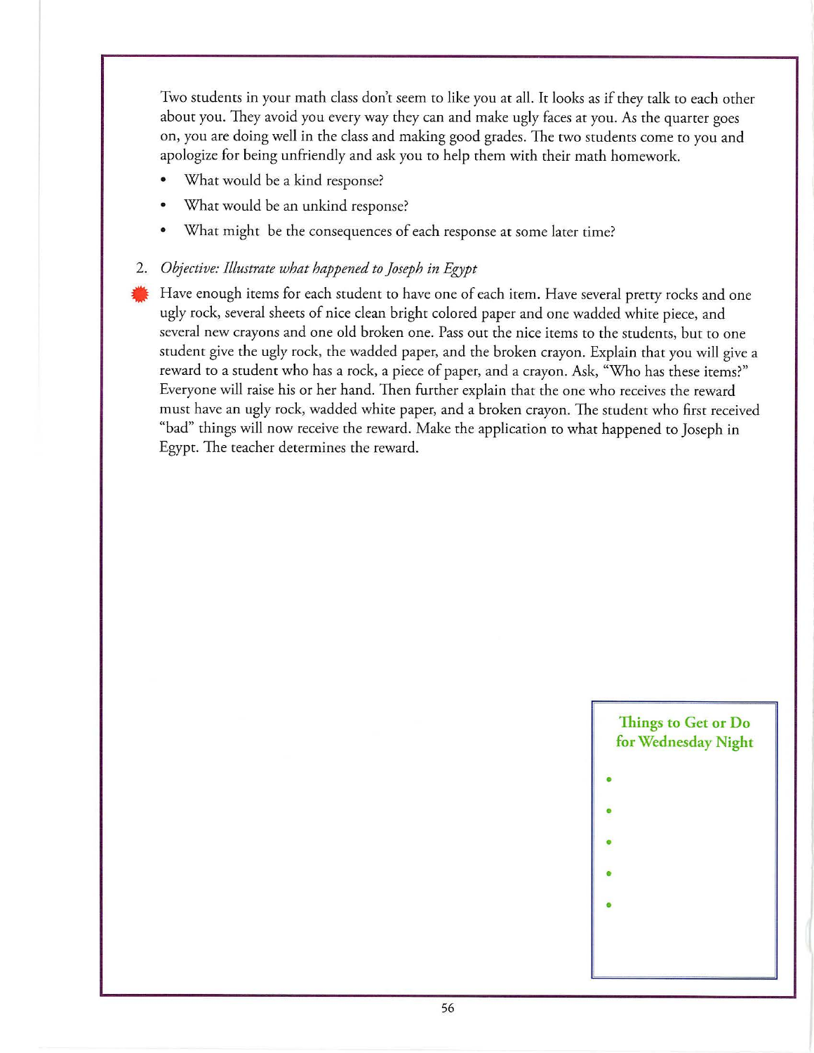Two students in your math class don't seem to like you at all. It looks as if they talk to each other about you. They avoid you every way they can and make ugly faces at you. As the quarter goes on, you are doing well in the class and making good grades. The two students come to you and apologize for being unfriendly and ask you to help them with their math homework.

- What would be a kind response?
- What would be an unkind response?
- What might be the consequences of each response at some later time?

2. *Objective: Illustrate what happened to Joseph in Egypt*

Have enough items for each student to have one of each item. Have several pretty rocks and one ugly rock, several sheets of nice clean bright colored paper and one wadded white piece, and several new crayons and one old broken one. Pass out the nice items to the students, but to one student give the ugly rock, the wadded paper, and the broken crayon. Explain that you will give a reward to a student who has a rock, a piece of paper, and a crayon. Ask, "Who has these items?" Everyone will raise his or her hand. Then further explain that the one who receives the reward must have an ugly rock, wadded white paper, and a broken crayon. The student who first received "bad" things will now receive the reward. Make the application to what happened to Joseph in Egypt. The teacher determines the reward.

**Things to Get or Do for Wednesday Night**

- 
- 
- 
- 
-